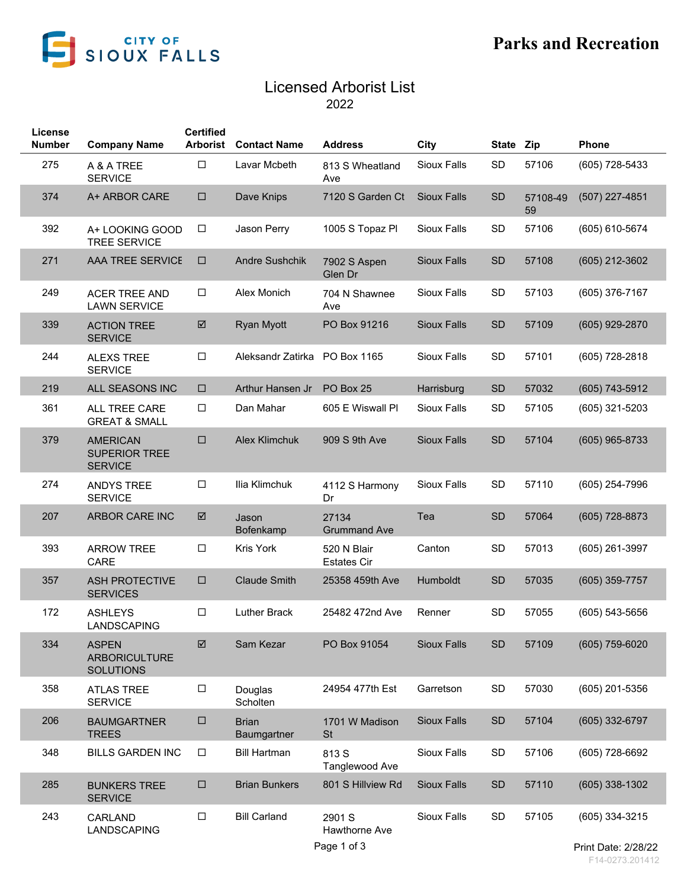# Parks and Recreation

## Licensed Arborist List
2022

| License Number | Company Name | Certified Arborist | Contact Name | Address | City | State | Zip | Phone |
|---|---|---|---|---|---|---|---|---|
| 275 | A & A TREE SERVICE | ☐ | Lavar Mcbeth | 813 S Wheatland Ave | Sioux Falls | SD | 57106 | (605) 728-5433 |
| 374 | A+ ARBOR CARE | ☐ | Dave Knips | 7120 S Garden Ct | Sioux Falls | SD | 57108-4959 | (507) 227-4851 |
| 392 | A+ LOOKING GOOD TREE SERVICE | ☐ | Jason Perry | 1005 S Topaz Pl | Sioux Falls | SD | 57106 | (605) 610-5674 |
| 271 | AAA TREE SERVICE | ☐ | Andre Sushchik | 7902 S Aspen Glen Dr | Sioux Falls | SD | 57108 | (605) 212-3602 |
| 249 | ACER TREE AND LAWN SERVICE | ☐ | Alex Monich | 704 N Shawnee Ave | Sioux Falls | SD | 57103 | (605) 376-7167 |
| 339 | ACTION TREE SERVICE | ☑ | Ryan Myott | PO Box 91216 | Sioux Falls | SD | 57109 | (605) 929-2870 |
| 244 | ALEXS TREE SERVICE | ☐ | Aleksandr Zatirka | PO Box 1165 | Sioux Falls | SD | 57101 | (605) 728-2818 |
| 219 | ALL SEASONS INC | ☐ | Arthur Hansen Jr | PO Box 25 | Harrisburg | SD | 57032 | (605) 743-5912 |
| 361 | ALL TREE CARE GREAT & SMALL | ☐ | Dan Mahar | 605 E Wiswall Pl | Sioux Falls | SD | 57105 | (605) 321-5203 |
| 379 | AMERICAN SUPERIOR TREE SERVICE | ☐ | Alex Klimchuk | 909 S 9th Ave | Sioux Falls | SD | 57104 | (605) 965-8733 |
| 274 | ANDYS TREE SERVICE | ☐ | Ilia Klimchuk | 4112 S Harmony Dr | Sioux Falls | SD | 57110 | (605) 254-7996 |
| 207 | ARBOR CARE INC | ☑ | Jason Bofenkamp | 27134 Grummand Ave | Tea | SD | 57064 | (605) 728-8873 |
| 393 | ARROW TREE CARE | ☐ | Kris York | 520 N Blair Estates Cir | Canton | SD | 57013 | (605) 261-3997 |
| 357 | ASH PROTECTIVE SERVICES | ☐ | Claude Smith | 25358 459th Ave | Humboldt | SD | 57035 | (605) 359-7757 |
| 172 | ASHLEYS LANDSCAPING | ☐ | Luther Brack | 25482 472nd Ave | Renner | SD | 57055 | (605) 543-5656 |
| 334 | ASPEN ARBORICULTURE SOLUTIONS | ☑ | Sam Kezar | PO Box 91054 | Sioux Falls | SD | 57109 | (605) 759-6020 |
| 358 | ATLAS TREE SERVICE | ☐ | Douglas Scholten | 24954 477th Est | Garretson | SD | 57030 | (605) 201-5356 |
| 206 | BAUMGARTNER TREES | ☐ | Brian Baumgartner | 1701 W Madison St | Sioux Falls | SD | 57104 | (605) 332-6797 |
| 348 | BILLS GARDEN INC | ☐ | Bill Hartman | 813 S Tanglewood Ave | Sioux Falls | SD | 57106 | (605) 728-6692 |
| 285 | BUNKERS TREE SERVICE | ☐ | Brian Bunkers | 801 S Hillview Rd | Sioux Falls | SD | 57110 | (605) 338-1302 |
| 243 | CARLAND LANDSCAPING | ☐ | Bill Carland | 2901 S Hawthorne Ave | Sioux Falls | SD | 57105 | (605) 334-3215 |

Print Date: 2/28/22

F14-0273.201412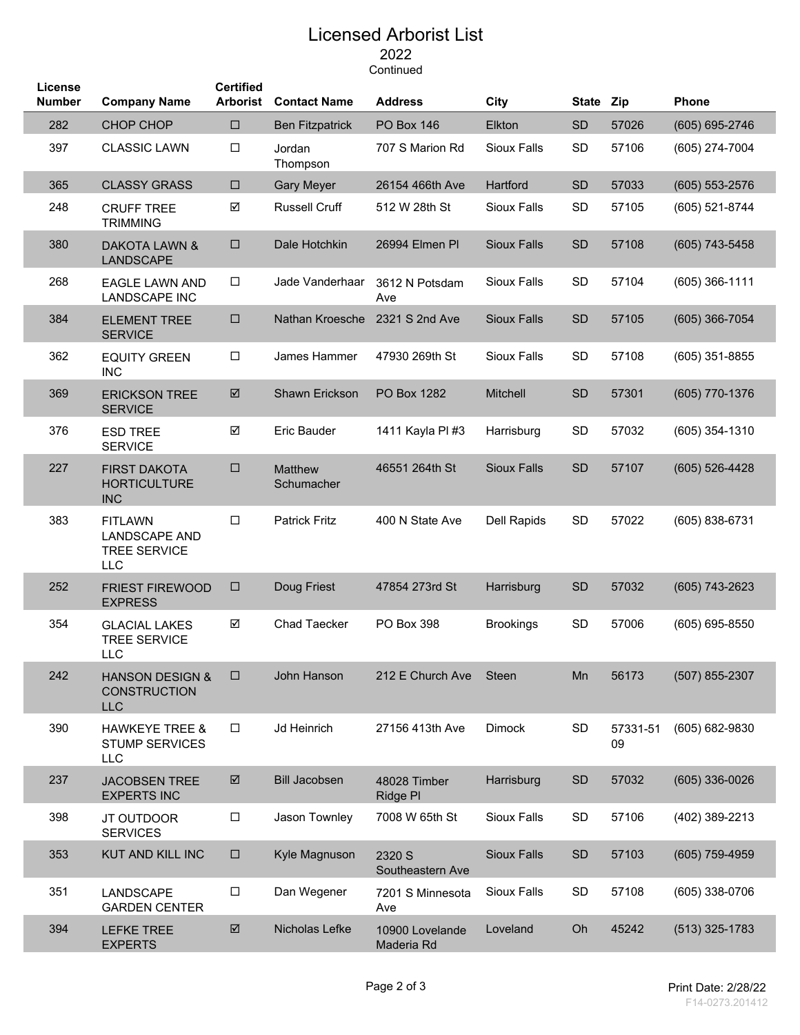# Licensed Arborist List

2022

Continued

| License Number | Company Name | Certified Arborist | Contact Name | Address | City | State | Zip | Phone |
|---|---|---|---|---|---|---|---|---|
| 282 | CHOP CHOP | ☐ | Ben Fitzpatrick | PO Box 146 | Elkton | SD | 57026 | (605) 695-2746 |
| 397 | CLASSIC LAWN | ☐ | Jordan Thompson | 707 S Marion Rd | Sioux Falls | SD | 57106 | (605) 274-7004 |
| 365 | CLASSY GRASS | ☐ | Gary Meyer | 26154 466th Ave | Hartford | SD | 57033 | (605) 553-2576 |
| 248 | CRUFF TREE TRIMMING | ☑ | Russell Cruff | 512 W 28th St | Sioux Falls | SD | 57105 | (605) 521-8744 |
| 380 | DAKOTA LAWN & LANDSCAPE | ☐ | Dale Hotchkin | 26994 Elmen Pl | Sioux Falls | SD | 57108 | (605) 743-5458 |
| 268 | EAGLE LAWN AND LANDSCAPE INC | ☐ | Jade Vanderhaar | 3612 N Potsdam Ave | Sioux Falls | SD | 57104 | (605) 366-1111 |
| 384 | ELEMENT TREE SERVICE | ☐ | Nathan Kroesche | 2321 S 2nd Ave | Sioux Falls | SD | 57105 | (605) 366-7054 |
| 362 | EQUITY GREEN INC | ☐ | James Hammer | 47930 269th St | Sioux Falls | SD | 57108 | (605) 351-8855 |
| 369 | ERICKSON TREE SERVICE | ☑ | Shawn Erickson | PO Box 1282 | Mitchell | SD | 57301 | (605) 770-1376 |
| 376 | ESD TREE SERVICE | ☑ | Eric Bauder | 1411 Kayla Pl #3 | Harrisburg | SD | 57032 | (605) 354-1310 |
| 227 | FIRST DAKOTA HORTICULTURE INC | ☐ | Matthew Schumacher | 46551 264th St | Sioux Falls | SD | 57107 | (605) 526-4428 |
| 383 | FITLAWN LANDSCAPE AND TREE SERVICE LLC | ☐ | Patrick Fritz | 400 N State Ave | Dell Rapids | SD | 57022 | (605) 838-6731 |
| 252 | FRIEST FIREWOOD EXPRESS | ☐ | Doug Friest | 47854 273rd St | Harrisburg | SD | 57032 | (605) 743-2623 |
| 354 | GLACIAL LAKES TREE SERVICE LLC | ☑ | Chad Taecker | PO Box 398 | Brookings | SD | 57006 | (605) 695-8550 |
| 242 | HANSON DESIGN & CONSTRUCTION LLC | ☐ | John Hanson | 212 E Church Ave | Steen | Mn | 56173 | (507) 855-2307 |
| 390 | HAWKEYE TREE & STUMP SERVICES LLC | ☐ | Jd Heinrich | 27156 413th Ave | Dimock | SD | 57331-5109 | (605) 682-9830 |
| 237 | JACOBSEN TREE EXPERTS INC | ☑ | Bill Jacobsen | 48028 Timber Ridge Pl | Harrisburg | SD | 57032 | (605) 336-0026 |
| 398 | JT OUTDOOR SERVICES | ☐ | Jason Townley | 7008 W 65th St | Sioux Falls | SD | 57106 | (402) 389-2213 |
| 353 | KUT AND KILL INC | ☐ | Kyle Magnuson | 2320 S Southeastern Ave | Sioux Falls | SD | 57103 | (605) 759-4959 |
| 351 | LANDSCAPE GARDEN CENTER | ☐ | Dan Wegener | 7201 S Minnesota Ave | Sioux Falls | SD | 57108 | (605) 338-0706 |
| 394 | LEFKE TREE EXPERTS | ☑ | Nicholas Lefke | 10900 Lovelande Maderia Rd | Loveland | Oh | 45242 | (513) 325-1783 |

Print Date: 2/28/22

F14-0273.201412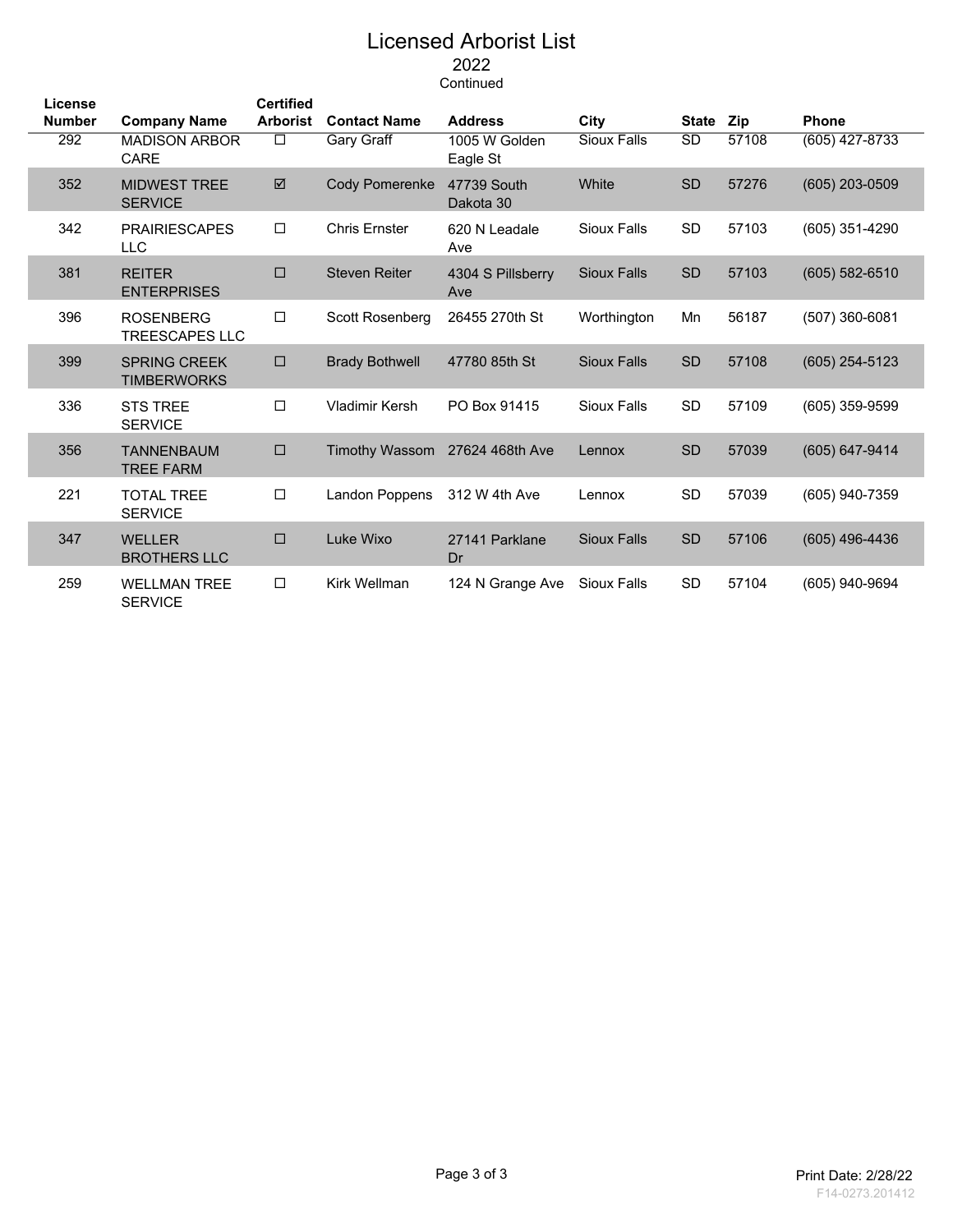# Licensed Arborist List

2022

Continued

| License Number | Company Name | Certified Arborist | Contact Name | Address | City | State | Zip | Phone |
|---|---|---|---|---|---|---|---|---|
| 292 | MADISON ARBOR CARE | ☐ | Gary Graff | 1005 W Golden Eagle St | Sioux Falls | SD | 57108 | (605) 427-8733 |
| 352 | MIDWEST TREE SERVICE | ☑ | Cody Pomerenke | 47739 South Dakota 30 | White | SD | 57276 | (605) 203-0509 |
| 342 | PRAIRIESCAPES LLC | ☐ | Chris Ernster | 620 N Leadale Ave | Sioux Falls | SD | 57103 | (605) 351-4290 |
| 381 | REITER ENTERPRISES | ☐ | Steven Reiter | 4304 S Pillsberry Ave | Sioux Falls | SD | 57103 | (605) 582-6510 |
| 396 | ROSENBERG TREESCAPES LLC | ☐ | Scott Rosenberg | 26455 270th St | Worthington | Mn | 56187 | (507) 360-6081 |
| 399 | SPRING CREEK TIMBERWORKS | ☐ | Brady Bothwell | 47780 85th St | Sioux Falls | SD | 57108 | (605) 254-5123 |
| 336 | STS TREE SERVICE | ☐ | Vladimir Kersh | PO Box 91415 | Sioux Falls | SD | 57109 | (605) 359-9599 |
| 356 | TANNENBAUM TREE FARM | ☐ | Timothy Wassom | 27624 468th Ave | Lennox | SD | 57039 | (605) 647-9414 |
| 221 | TOTAL TREE SERVICE | ☐ | Landon Poppens | 312 W 4th Ave | Lennox | SD | 57039 | (605) 940-7359 |
| 347 | WELLER BROTHERS LLC | ☐ | Luke Wixo | 27141 Parklane Dr | Sioux Falls | SD | 57106 | (605) 496-4436 |
| 259 | WELLMAN TREE SERVICE | ☐ | Kirk Wellman | 124 N Grange Ave | Sioux Falls | SD | 57104 | (605) 940-9694 |

Print Date: 2/28/22

F14-0273.201412